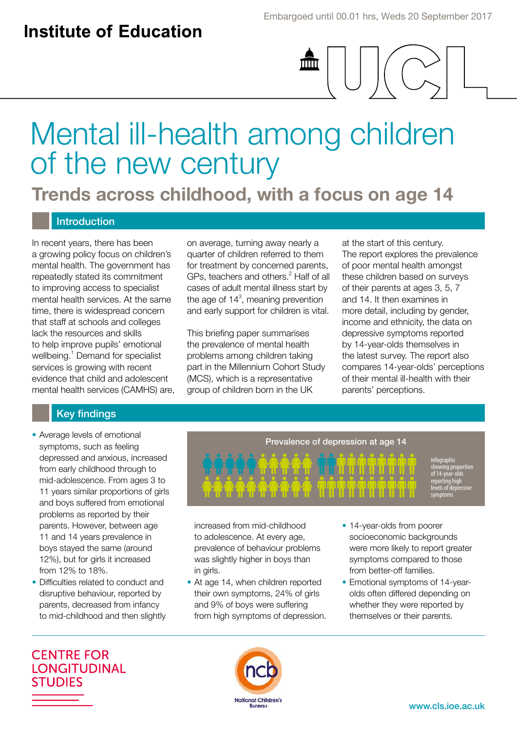Embargoed until 00.01 hrs, Weds 20 September 2017

Institute of Education

# Mental ill-health among children of the new century

## Trends across childhood, with a focus on age 14

### Introduction

In recent years, there has been a growing policy focus on children's mental health. The government has repeatedly stated its commitment to improving access to specialist mental health services. At the same time, there is widespread concern that staff at schools and colleges lack the resources and skills to help improve pupils' emotional wellbeing.[1] Demand for specialist services is growing with recent evidence that child and adolescent mental health services (CAMHS) are, on average, turning away nearly a quarter of children referred to them for treatment by concerned parents, GPs, teachers and others.[2] Half of all cases of adult mental illness start by the age of 14[3], meaning prevention and early support for children is vital.

This briefing paper summarises the prevalence of mental health problems among children taking part in the Millennium Cohort Study (MCS), which is a representative group of children born in the UK at the start of this century. The report explores the prevalence of poor mental health amongst these children based on surveys of their parents at ages 3, 5, 7 and 14. It then examines in more detail, including by gender, income and ethnicity, the data on depressive symptoms reported by 14-year-olds themselves in the latest survey. The report also compares 14-year-olds' perceptions of their mental ill-health with their parents' perceptions.

### Key findings

- Average levels of emotional symptoms, such as feeling depressed and anxious, increased from early childhood through to mid-adolescence. From ages 3 to 11 years similar proportions of girls and boys suffered from emotional problems as reported by their parents. However, between age 11 and 14 years prevalence in boys stayed the same (around 12%), but for girls it increased from 12% to 18%.
- Difficulties related to conduct and disruptive behaviour, reported by parents, decreased from infancy to mid-childhood and then slightly increased from mid-childhood to adolescence. At every age, prevalence of behaviour problems was slightly higher in boys than in girls.
- At age 14, when children reported their own symptoms, 24% of girls and 9% of boys were suffering from high symptoms of depression.
- 14-year-olds from poorer socioeconomic backgrounds were more likely to report greater symptoms compared to those from better-off families.
- Emotional symptoms of 14-year-olds often differed depending on whether they were reported by themselves or their parents.

**Prevalence of depression at age 14**

Infographic showing proportion of 14-year-olds reporting high levels of depressive symptoms

CENTRE FOR LONGITUDINAL STUDIES

National Children's Bureau

www.cls.ioe.ac.uk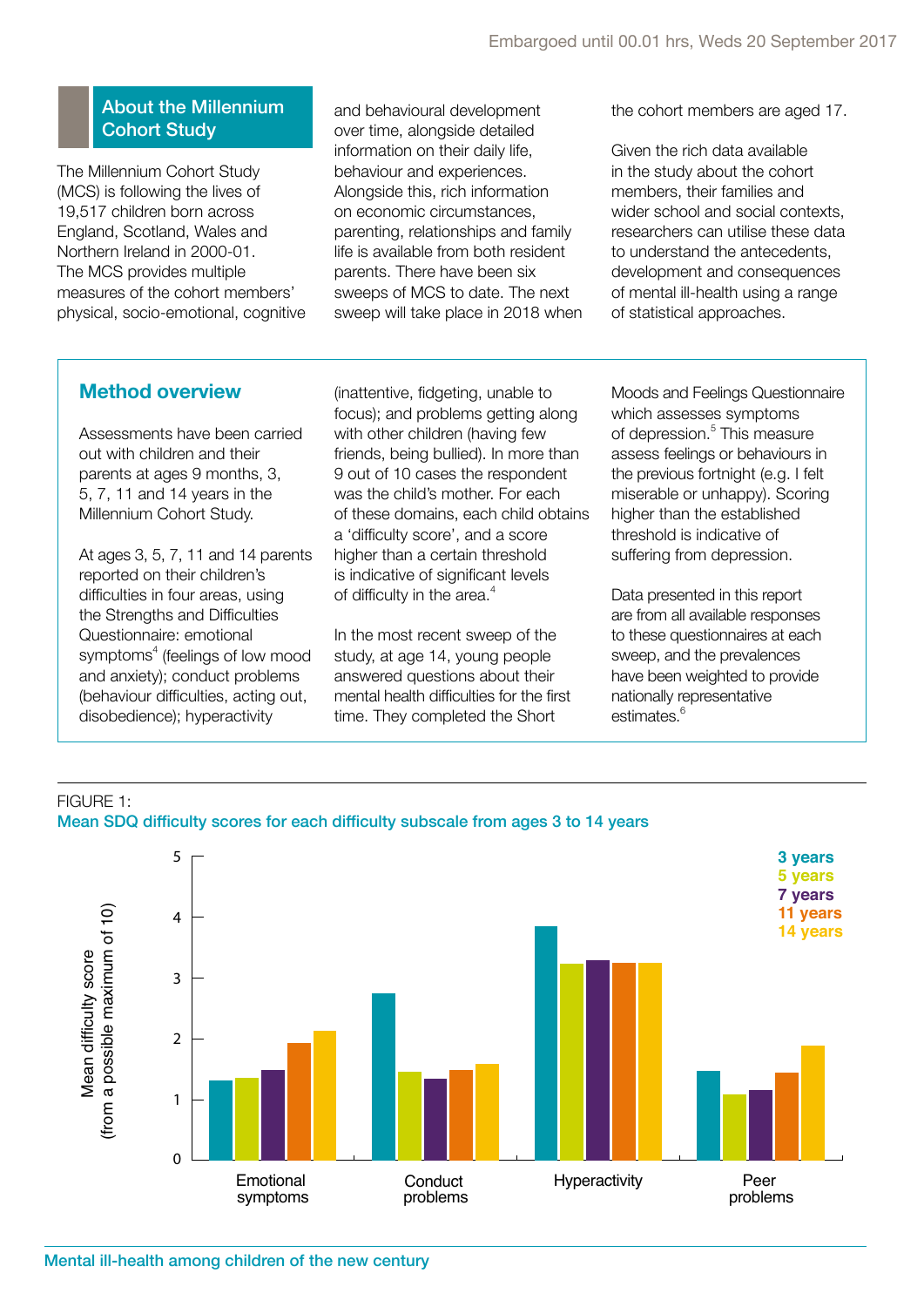## About the Millennium Cohort Study

The Millennium Cohort Study (MCS) is following the lives of 19,517 children born across England, Scotland, Wales and Northern Ireland in 2000-01. The MCS provides multiple measures of the cohort members' physical, socio-emotional, cognitive and behavioural development over time, alongside detailed information on their daily life, behaviour and experiences. Alongside this, rich information on economic circumstances, parenting, relationships and family life is available from both resident parents. There have been six sweeps of MCS to date. The next sweep will take place in 2018 when the cohort members are aged 17.

Given the rich data available in the study about the cohort members, their families and wider school and social contexts, researchers can utilise these data to understand the antecedents, development and consequences of mental ill-health using a range of statistical approaches.

## Method overview

Assessments have been carried out with children and their parents at ages 9 months, 3, 5, 7, 11 and 14 years in the Millennium Cohort Study.

At ages 3, 5, 7, 11 and 14 parents reported on their children's difficulties in four areas, using the Strengths and Difficulties Questionnaire: emotional symptoms[4] (feelings of low mood and anxiety); conduct problems (behaviour difficulties, acting out, disobedience); hyperactivity (inattentive, fidgeting, unable to focus); and problems getting along with other children (having few friends, being bullied). In more than 9 out of 10 cases the respondent was the child's mother. For each of these domains, each child obtains a 'difficulty score', and a score higher than a certain threshold is indicative of significant levels of difficulty in the area.[4]

In the most recent sweep of the study, at age 14, young people answered questions about their mental health difficulties for the first time. They completed the Short Moods and Feelings Questionnaire which assesses symptoms of depression.[5] This measure assess feelings or behaviours in the previous fortnight (e.g. I felt miserable or unhappy). Scoring higher than the established threshold is indicative of suffering from depression.

Data presented in this report are from all available responses to these questionnaires at each sweep, and the prevalences have been weighted to provide nationally representative estimates.[6]

FIGURE 1:
**Mean SDQ difficulty scores for each difficulty subscale from ages 3 to 14 years**

Mean difficulty score (from a possible maximum of 10)

| | 3 years | 5 years | 7 years | 11 years | 14 years |
|---|---|---|---|---|---|
| Emotional symptoms | 1.3 | 1.35 | 1.5 | 1.9 | 2.1 |
| Conduct problems | 2.75 | 1.45 | 1.35 | 1.5 | 1.6 |
| Hyperactivity | 3.85 | 3.25 | 3.3 | 3.25 | 3.25 |
| Peer problems | 1.45 | 1.1 | 1.15 | 1.45 | 1.9 |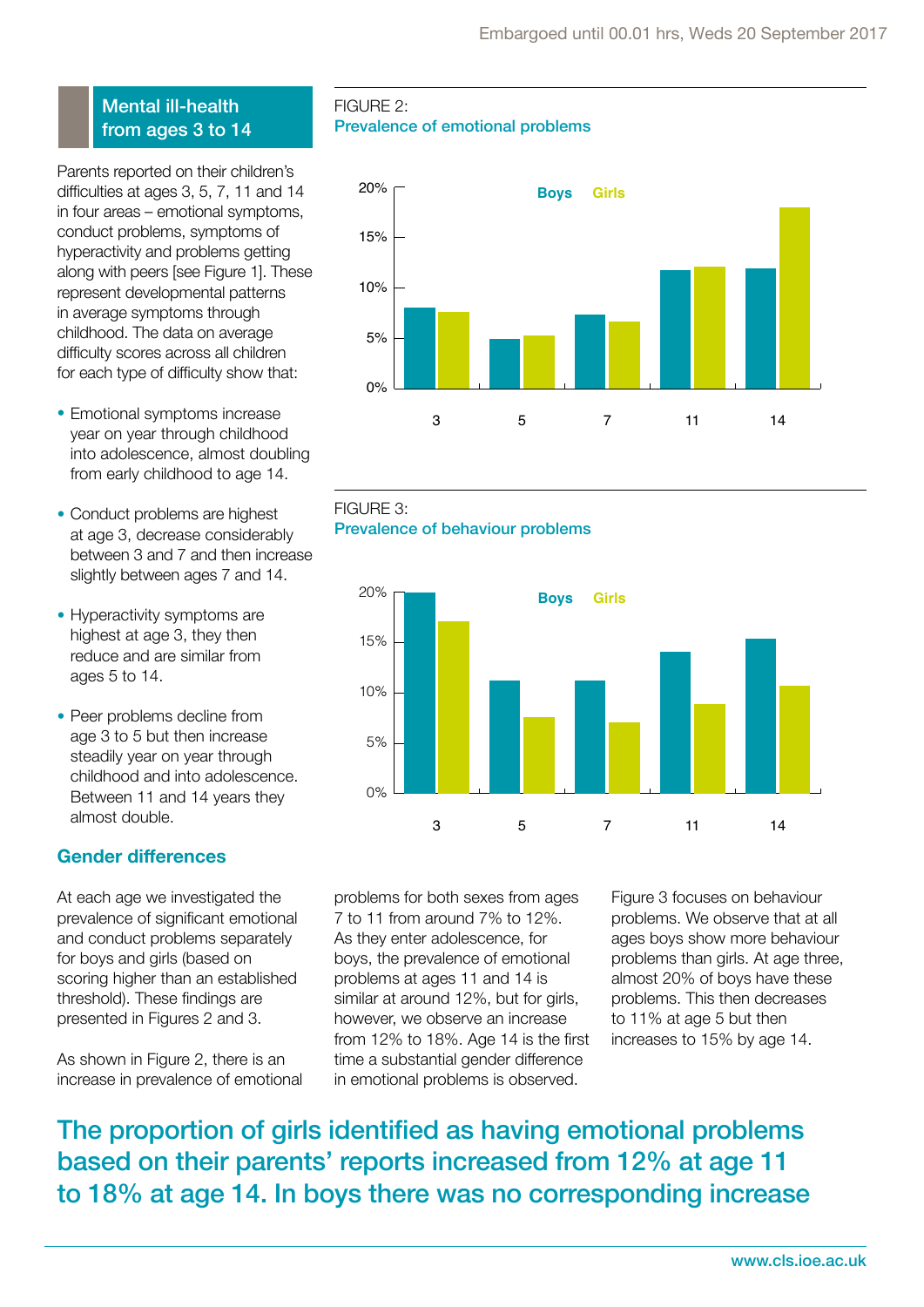## Mental ill-health from ages 3 to 14

Parents reported on their children's difficulties at ages 3, 5, 7, 11 and 14 in four areas – emotional symptoms, conduct problems, symptoms of hyperactivity and problems getting along with peers [see Figure 1]. These represent developmental patterns in average symptoms through childhood. The data on average difficulty scores across all children for each type of difficulty show that:

- Emotional symptoms increase year on year through childhood into adolescence, almost doubling from early childhood to age 14.
- Conduct problems are highest at age 3, decrease considerably between 3 and 7 and then increase slightly between ages 7 and 14.
- Hyperactivity symptoms are highest at age 3, they then reduce and are similar from ages 5 to 14.
- Peer problems decline from age 3 to 5 but then increase steadily year on year through childhood and into adolescence. Between 11 and 14 years they almost double.

FIGURE 2:
**Prevalence of emotional problems**

FIGURE 3:
**Prevalence of behaviour problems**

### Gender differences

At each age we investigated the prevalence of significant emotional and conduct problems separately for boys and girls (based on scoring higher than an established threshold). These findings are presented in Figures 2 and 3.

As shown in Figure 2, there is an increase in prevalence of emotional problems for both sexes from ages 7 to 11 from around 7% to 12%. As they enter adolescence, for boys, the prevalence of emotional problems at ages 11 and 14 is similar at around 12%, but for girls, however, we observe an increase from 12% to 18%. Age 14 is the first time a substantial gender difference in emotional problems is observed.

Figure 3 focuses on behaviour problems. We observe that at all ages boys show more behaviour problems than girls. At age three, almost 20% of boys have these problems. This then decreases to 11% at age 5 but then increases to 15% by age 14.

**The proportion of girls identified as having emotional problems based on their parents' reports increased from 12% at age 11 to 18% at age 14. In boys there was no corresponding increase**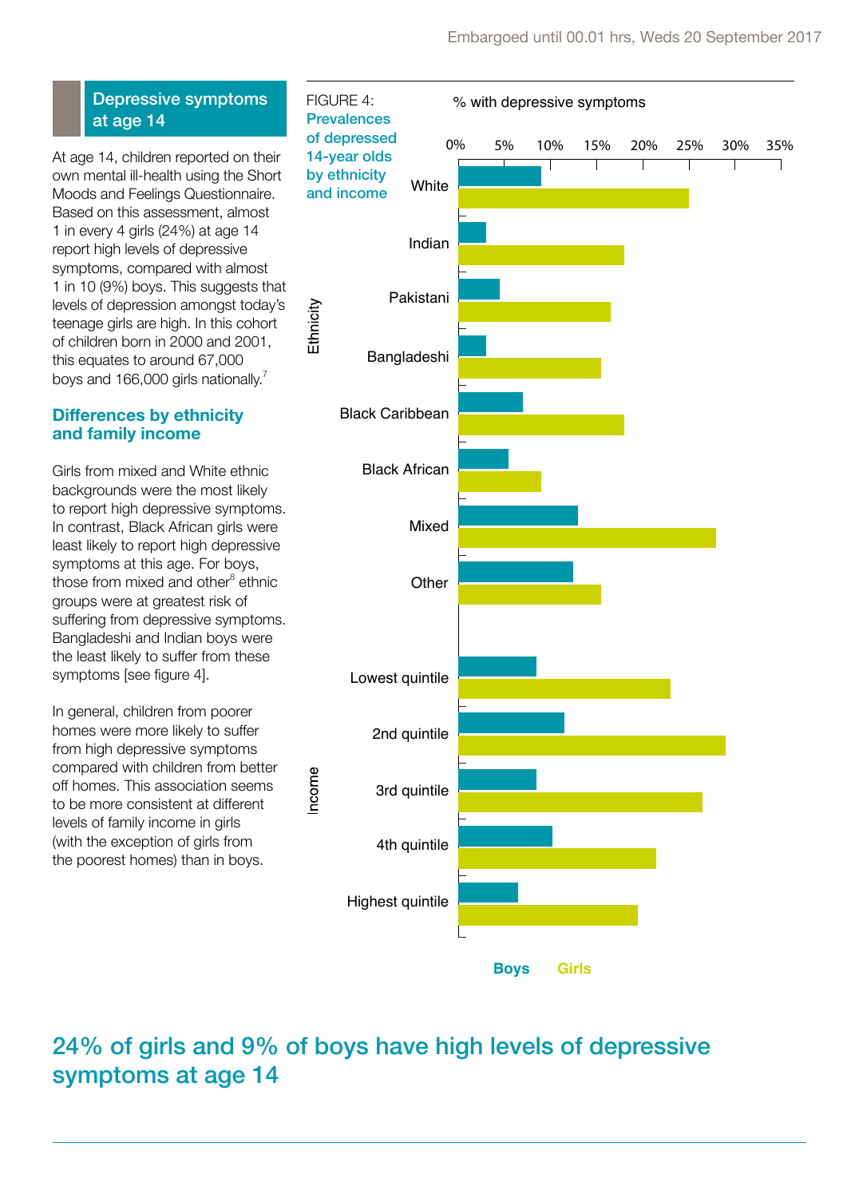## Depressive symptoms at age 14

At age 14, children reported on their own mental ill-health using the Short Moods and Feelings Questionnaire. Based on this assessment, almost 1 in every 4 girls (24%) at age 14 report high levels of depressive symptoms, compared with almost 1 in 10 (9%) boys. This suggests that levels of depression amongst today's teenage girls are high. In this cohort of children born in 2000 and 2001, this equates to around 67,000 boys and 166,000 girls nationally.[7]

### Differences by ethnicity and family income

Girls from mixed and White ethnic backgrounds were the most likely to report high depressive symptoms. In contrast, Black African girls were least likely to report high depressive symptoms at this age. For boys, those from mixed and other[8] ethnic groups were at greatest risk of suffering from depressive symptoms. Bangladeshi and Indian boys were the least likely to suffer from these symptoms [see figure 4].

In general, children from poorer homes were more likely to suffer from high depressive symptoms compared with children from better off homes. This association seems to be more consistent at different levels of family income in girls (with the exception of girls from the poorest homes) than in boys.

FIGURE 4: **Prevalences of depressed 14-year olds by ethnicity and income**

% with depressive symptoms

| | | Boys | Girls |
|---|---|---|---|
| Ethnicity | White | | |
| | Indian | | |
| | Pakistani | | |
| | Bangladeshi | | |
| | Black Caribbean | | |
| | Black African | | |
| | Mixed | | |
| | Other | | |
| Income | Lowest quintile | | |
| | 2nd quintile | | |
| | 3rd quintile | | |
| | 4th quintile | | |
| | Highest quintile | | |

Axis: 0%, 5%, 10%, 15%, 20%, 25%, 30%, 35%

**Boys** **Girls**

## 24% of girls and 9% of boys have high levels of depressive symptoms at age 14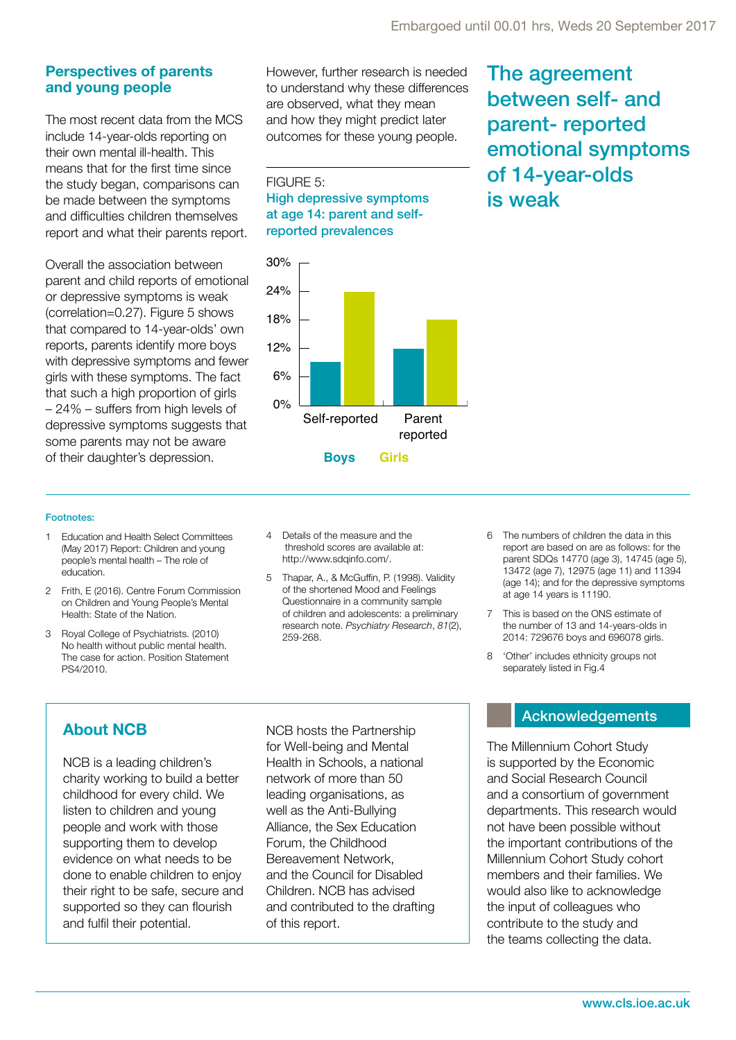## Perspectives of parents and young people

The most recent data from the MCS include 14-year-olds reporting on their own mental ill-health. This means that for the first time since the study began, comparisons can be made between the symptoms and difficulties children themselves report and what their parents report.

Overall the association between parent and child reports of emotional or depressive symptoms is weak (correlation=0.27). Figure 5 shows that compared to 14-year-olds' own reports, parents identify more boys with depressive symptoms and fewer girls with these symptoms. The fact that such a high proportion of girls – 24% – suffers from high levels of depressive symptoms suggests that some parents may not be aware of their daughter's depression.

However, further research is needed to understand why these differences are observed, what they mean and how they might predict later outcomes for these young people.

FIGURE 5:
**High depressive symptoms at age 14: parent and self-reported prevalences**

|  | Boys | Girls |
|---|---|---|
| Self-reported | ~9% | 24% |
| Parent reported | ~12% | ~18% |

## The agreement between self- and parent- reported emotional symptoms of 14-year-olds is weak

#### Footnotes:

1. Education and Health Select Committees (May 2017) Report: Children and young people's mental health – The role of education.
2. Frith, E (2016). Centre Forum Commission on Children and Young People's Mental Health: State of the Nation.
3. Royal College of Psychiatrists. (2010) No health without public mental health. The case for action. Position Statement PS4/2010.
4. Details of the measure and the threshold scores are available at: http://www.sdqinfo.com/.
5. Thapar, A., & McGuffin, P. (1998). Validity of the shortened Mood and Feelings Questionnaire in a community sample of children and adolescents: a preliminary research note. *Psychiatry Research*, *81*(2), 259-268.
6. The numbers of children the data in this report are based on are as follows: for the parent SDQs 14770 (age 3), 14745 (age 5), 13472 (age 7), 12975 (age 11) and 11394 (age 14); and for the depressive symptoms at age 14 years is 11190.
7. This is based on the ONS estimate of the number of 13 and 14-years-olds in 2014: 729676 boys and 696078 girls.
8. 'Other' includes ethnicity groups not separately listed in Fig.4

## About NCB

NCB is a leading children's charity working to build a better childhood for every child. We listen to children and young people and work with those supporting them to develop evidence on what needs to be done to enable children to enjoy their right to be safe, secure and supported so they can flourish and fulfil their potential.

NCB hosts the Partnership for Well-being and Mental Health in Schools, a national network of more than 50 leading organisations, as well as the Anti-Bullying Alliance, the Sex Education Forum, the Childhood Bereavement Network, and the Council for Disabled Children. NCB has advised and contributed to the drafting of this report.

## Acknowledgements

The Millennium Cohort Study is supported by the Economic and Social Research Council and a consortium of government departments. This research would not have been possible without the important contributions of the Millennium Cohort Study cohort members and their families. We would also like to acknowledge the input of colleagues who contribute to the study and the teams collecting the data.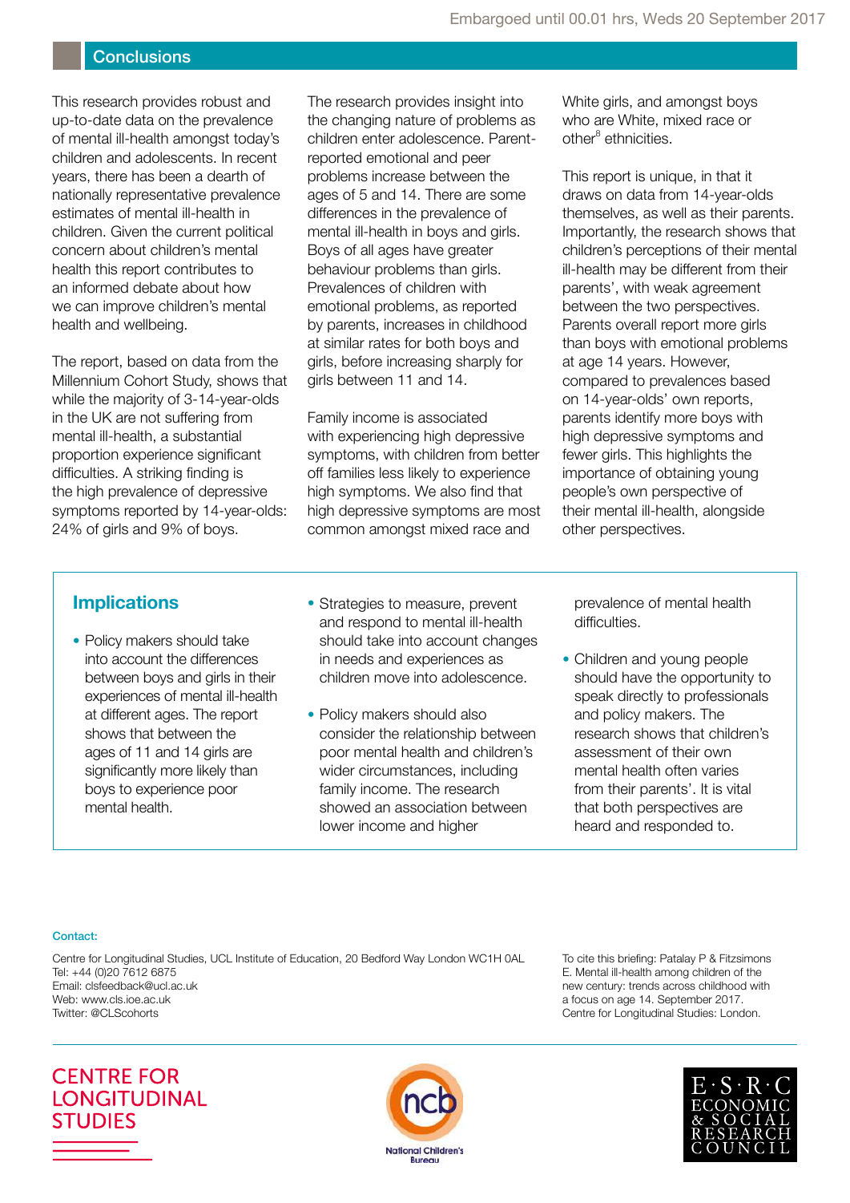Embargoed until 00.01 hrs, Weds 20 September 2017

## Conclusions

This research provides robust and up-to-date data on the prevalence of mental ill-health amongst today's children and adolescents. In recent years, there has been a dearth of nationally representative prevalence estimates of mental ill-health in children. Given the current political concern about children's mental health this report contributes to an informed debate about how we can improve children's mental health and wellbeing.

The report, based on data from the Millennium Cohort Study, shows that while the majority of 3-14-year-olds in the UK are not suffering from mental ill-health, a substantial proportion experience significant difficulties. A striking finding is the high prevalence of depressive symptoms reported by 14-year-olds: 24% of girls and 9% of boys.

The research provides insight into the changing nature of problems as children enter adolescence. Parent-reported emotional and peer problems increase between the ages of 5 and 14. There are some differences in the prevalence of mental ill-health in boys and girls. Boys of all ages have greater behaviour problems than girls. Prevalences of children with emotional problems, as reported by parents, increases in childhood at similar rates for both boys and girls, before increasing sharply for girls between 11 and 14.

Family income is associated with experiencing high depressive symptoms, with children from better off families less likely to experience high symptoms. We also find that high depressive symptoms are most common amongst mixed race and White girls, and amongst boys who are White, mixed race or other[8] ethnicities.

This report is unique, in that it draws on data from 14-year-olds themselves, as well as their parents. Importantly, the research shows that children's perceptions of their mental ill-health may be different from their parents', with weak agreement between the two perspectives. Parents overall report more girls than boys with emotional problems at age 14 years. However, compared to prevalences based on 14-year-olds' own reports, parents identify more boys with high depressive symptoms and fewer girls. This highlights the importance of obtaining young people's own perspective of their mental ill-health, alongside other perspectives.

## Implications

- Policy makers should take into account the differences between boys and girls in their experiences of mental ill-health at different ages. The report shows that between the ages of 11 and 14 girls are significantly more likely than boys to experience poor mental health.
- Strategies to measure, prevent and respond to mental ill-health should take into account changes in needs and experiences as children move into adolescence.
- Policy makers should also consider the relationship between poor mental health and children's wider circumstances, including family income. The research showed an association between lower income and higher prevalence of mental health difficulties.
- Children and young people should have the opportunity to speak directly to professionals and policy makers. The research shows that children's assessment of their own mental health often varies from their parents'. It is vital that both perspectives are heard and responded to.

**Contact:**

Centre for Longitudinal Studies, UCL Institute of Education, 20 Bedford Way London WC1H 0AL
Tel: +44 (0)20 7612 6875
Email: clsfeedback@ucl.ac.uk
Web: www.cls.ioe.ac.uk
Twitter: @CLScohorts

To cite this briefing: Patalay P & Fitzsimons E. Mental ill-health among children of the new century: trends across childhood with a focus on age 14. September 2017. Centre for Longitudinal Studies: London.

CENTRE FOR LONGITUDINAL STUDIES

ncb National Children's Bureau

E·S·R·C ECONOMIC & SOCIAL RESEARCH COUNCIL